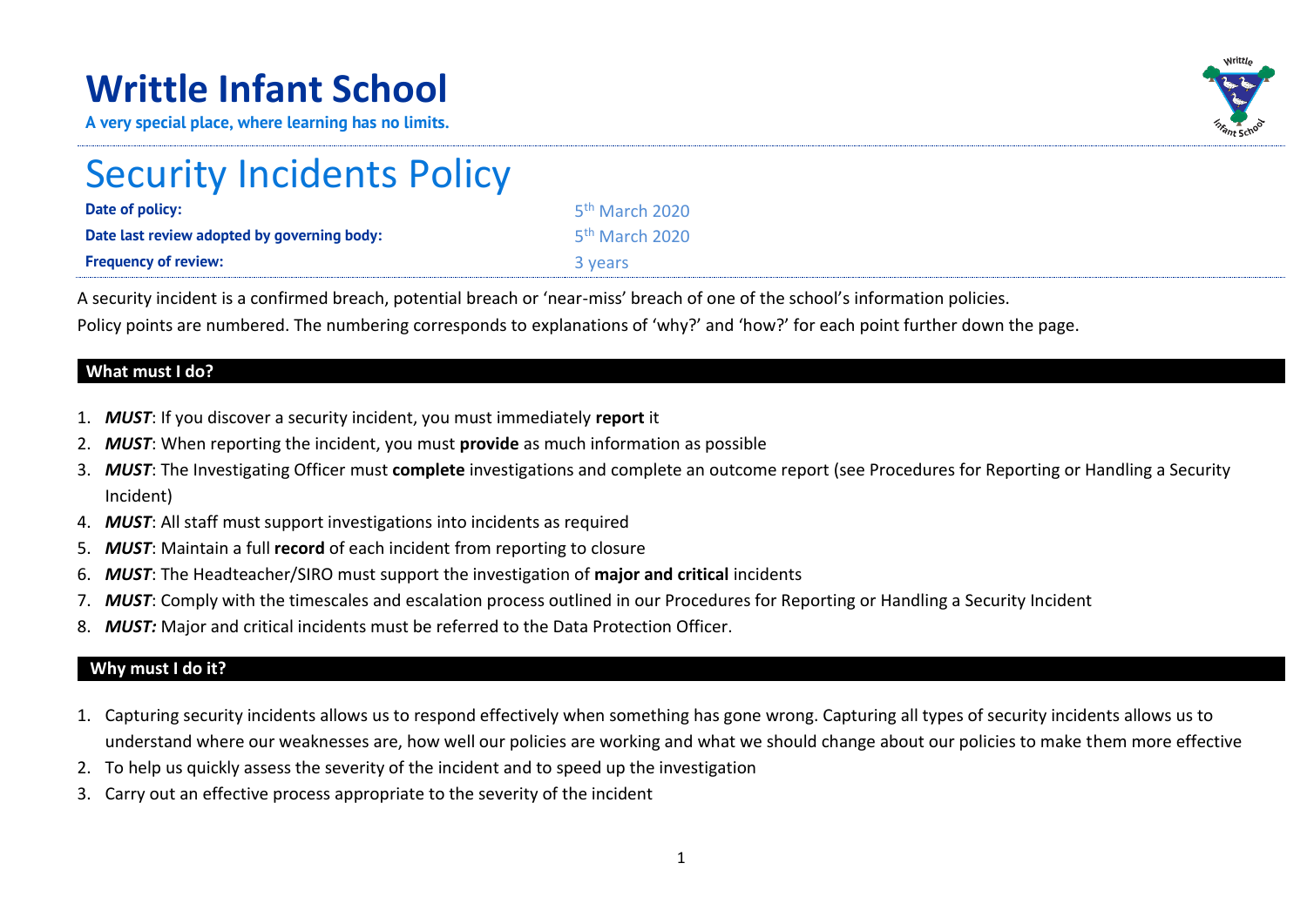# Writtle Infant School

**A very special place, where learning has no limits.**

# Security Incidents Policy

| | |
|---|---|
| **Date of policy:** | 5th March 2020 |
| **Date last review adopted by governing body:** | 5th March 2020 |
| **Frequency of review:** | 3 years |

A security incident is a confirmed breach, potential breach or 'near-miss' breach of one of the school's information policies.

Policy points are numbered. The numbering corresponds to explanations of 'why?' and 'how?' for each point further down the page.

## What must I do?

1. ***MUST***: If you discover a security incident, you must immediately **report** it
2. ***MUST***: When reporting the incident, you must **provide** as much information as possible
3. ***MUST***: The Investigating Officer must **complete** investigations and complete an outcome report (see Procedures for Reporting or Handling a Security Incident)
4. ***MUST***: All staff must support investigations into incidents as required
5. ***MUST***: Maintain a full **record** of each incident from reporting to closure
6. ***MUST***: The Headteacher/SIRO must support the investigation of **major and critical** incidents
7. ***MUST***: Comply with the timescales and escalation process outlined in our Procedures for Reporting or Handling a Security Incident
8. ***MUST:*** Major and critical incidents must be referred to the Data Protection Officer.

## Why must I do it?

1. Capturing security incidents allows us to respond effectively when something has gone wrong. Capturing all types of security incidents allows us to understand where our weaknesses are, how well our policies are working and what we should change about our policies to make them more effective
2. To help us quickly assess the severity of the incident and to speed up the investigation
3. Carry out an effective process appropriate to the severity of the incident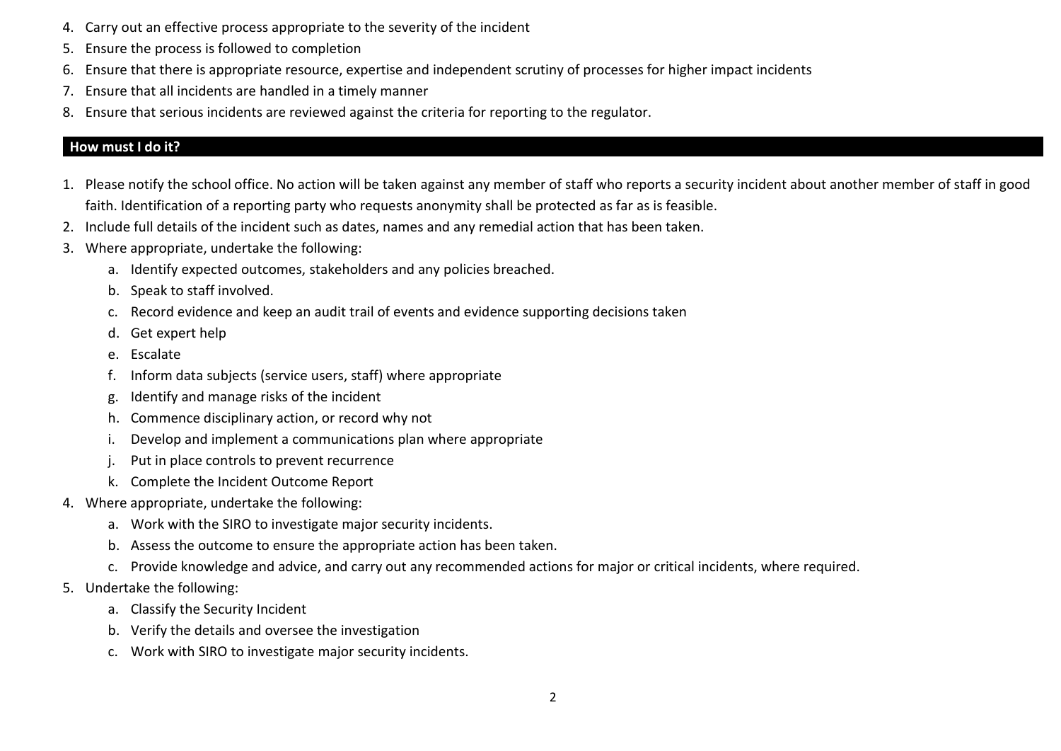4. Carry out an effective process appropriate to the severity of the incident
5. Ensure the process is followed to completion
6. Ensure that there is appropriate resource, expertise and independent scrutiny of processes for higher impact incidents
7. Ensure that all incidents are handled in a timely manner
8. Ensure that serious incidents are reviewed against the criteria for reporting to the regulator.

## How must I do it?

1. Please notify the school office. No action will be taken against any member of staff who reports a security incident about another member of staff in good faith. Identification of a reporting party who requests anonymity shall be protected as far as is feasible.
2. Include full details of the incident such as dates, names and any remedial action that has been taken.
3. Where appropriate, undertake the following:
    a. Identify expected outcomes, stakeholders and any policies breached.
    b. Speak to staff involved.
    c. Record evidence and keep an audit trail of events and evidence supporting decisions taken
    d. Get expert help
    e. Escalate
    f. Inform data subjects (service users, staff) where appropriate
    g. Identify and manage risks of the incident
    h. Commence disciplinary action, or record why not
    i. Develop and implement a communications plan where appropriate
    j. Put in place controls to prevent recurrence
    k. Complete the Incident Outcome Report
4. Where appropriate, undertake the following:
    a. Work with the SIRO to investigate major security incidents.
    b. Assess the outcome to ensure the appropriate action has been taken.
    c. Provide knowledge and advice, and carry out any recommended actions for major or critical incidents, where required.
5. Undertake the following:
    a. Classify the Security Incident
    b. Verify the details and oversee the investigation
    c. Work with SIRO to investigate major security incidents.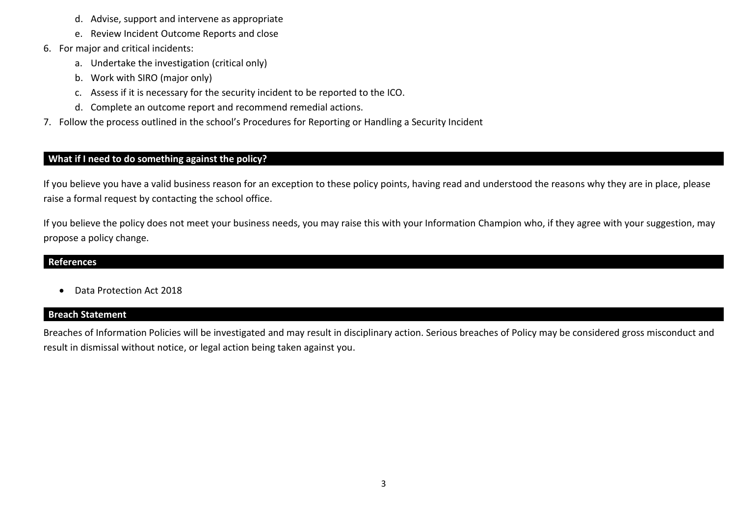d. Advise, support and intervene as appropriate
   e. Review Incident Outcome Reports and close

6. For major and critical incidents:
   a. Undertake the investigation (critical only)
   b. Work with SIRO (major only)
   c. Assess if it is necessary for the security incident to be reported to the ICO.
   d. Complete an outcome report and recommend remedial actions.
7. Follow the process outlined in the school's Procedures for Reporting or Handling a Security Incident

## What if I need to do something against the policy?

If you believe you have a valid business reason for an exception to these policy points, having read and understood the reasons why they are in place, please raise a formal request by contacting the school office.

If you believe the policy does not meet your business needs, you may raise this with your Information Champion who, if they agree with your suggestion, may propose a policy change.

## References

- Data Protection Act 2018

## Breach Statement

Breaches of Information Policies will be investigated and may result in disciplinary action. Serious breaches of Policy may be considered gross misconduct and result in dismissal without notice, or legal action being taken against you.